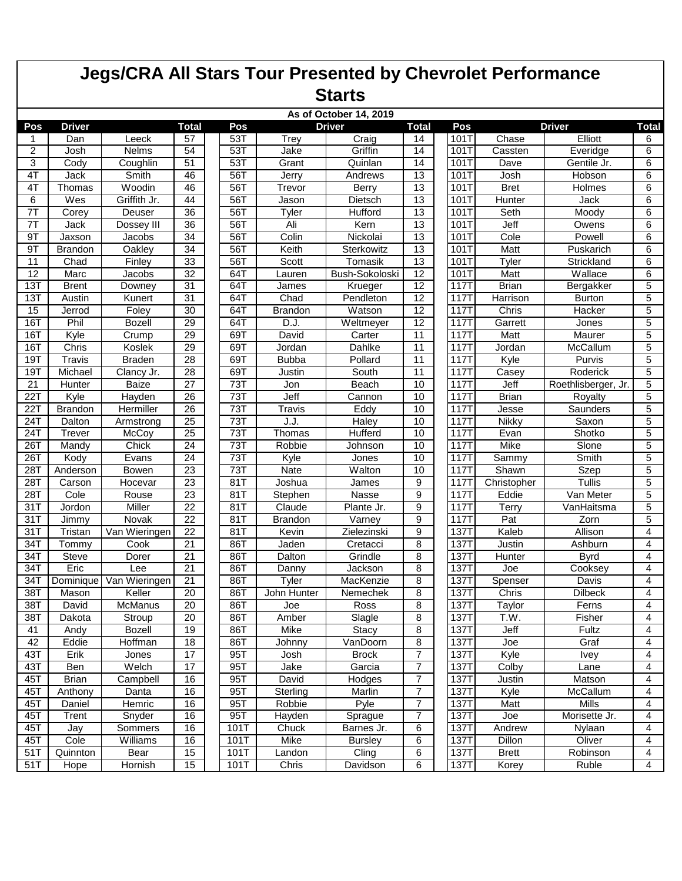# Jegs/CRA All Stars Tour Presented by Chevrolet Performance

## Starts

As of October 14, 2019

| Pos | Driver | | Total | Pos | Driver | | Total | Pos | Driver | | Total |
|---|---|---|---|---|---|---|---|---|---|---|---|
| 1 | Dan | Leeck | 57 | 53T | Trey | Craig | 14 | 101T | Chase | Elliott | 6 |
| 2 | Josh | Nelms | 54 | 53T | Jake | Griffin | 14 | 101T | Cassten | Everidge | 6 |
| 3 | Cody | Coughlin | 51 | 53T | Grant | Quinlan | 14 | 101T | Dave | Gentile Jr. | 6 |
| 4T | Jack | Smith | 46 | 56T | Jerry | Andrews | 13 | 101T | Josh | Hobson | 6 |
| 4T | Thomas | Woodin | 46 | 56T | Trevor | Berry | 13 | 101T | Bret | Holmes | 6 |
| 6 | Wes | Griffith Jr. | 44 | 56T | Jason | Dietsch | 13 | 101T | Hunter | Jack | 6 |
| 7T | Corey | Deuser | 36 | 56T | Tyler | Hufford | 13 | 101T | Seth | Moody | 6 |
| 7T | Jack | Dossey III | 36 | 56T | Ali | Kern | 13 | 101T | Jeff | Owens | 6 |
| 9T | Jaxson | Jacobs | 34 | 56T | Colin | Nickolai | 13 | 101T | Cole | Powell | 6 |
| 9T | Brandon | Oakley | 34 | 56T | Keith | Sterkowitz | 13 | 101T | Matt | Puskarich | 6 |
| 11 | Chad | Finley | 33 | 56T | Scott | Tomasik | 13 | 101T | Tyler | Strickland | 6 |
| 12 | Marc | Jacobs | 32 | 64T | Lauren | Bush-Sokoloski | 12 | 101T | Matt | Wallace | 6 |
| 13T | Brent | Downey | 31 | 64T | James | Krueger | 12 | 117T | Brian | Bergakker | 5 |
| 13T | Austin | Kunert | 31 | 64T | Chad | Pendleton | 12 | 117T | Harrison | Burton | 5 |
| 15 | Jerrod | Foley | 30 | 64T | Brandon | Watson | 12 | 117T | Chris | Hacker | 5 |
| 16T | Phil | Bozell | 29 | 64T | D.J. | Weltmeyer | 12 | 117T | Garrett | Jones | 5 |
| 16T | Kyle | Crump | 29 | 69T | David | Carter | 11 | 117T | Matt | Maurer | 5 |
| 16T | Chris | Koslek | 29 | 69T | Jordan | Dahlke | 11 | 117T | Jordan | McCallum | 5 |
| 19T | Travis | Braden | 28 | 69T | Bubba | Pollard | 11 | 117T | Kyle | Purvis | 5 |
| 19T | Michael | Clancy Jr. | 28 | 69T | Justin | South | 11 | 117T | Casey | Roderick | 5 |
| 21 | Hunter | Baize | 27 | 73T | Jon | Beach | 10 | 117T | Jeff | Roethlisberger, Jr. | 5 |
| 22T | Kyle | Hayden | 26 | 73T | Jeff | Cannon | 10 | 117T | Brian | Royalty | 5 |
| 22T | Brandon | Hermiller | 26 | 73T | Travis | Eddy | 10 | 117T | Jesse | Saunders | 5 |
| 24T | Dalton | Armstrong | 25 | 73T | J.J. | Haley | 10 | 117T | Nikky | Saxon | 5 |
| 24T | Trever | McCoy | 25 | 73T | Thomas | Hufferd | 10 | 117T | Evan | Shotko | 5 |
| 26T | Mandy | Chick | 24 | 73T | Robbie | Johnson | 10 | 117T | Mike | Slone | 5 |
| 26T | Kody | Evans | 24 | 73T | Kyle | Jones | 10 | 117T | Sammy | Smith | 5 |
| 28T | Anderson | Bowen | 23 | 73T | Nate | Walton | 10 | 117T | Shawn | Szep | 5 |
| 28T | Carson | Hocevar | 23 | 81T | Joshua | James | 9 | 117T | Christopher | Tullis | 5 |
| 28T | Cole | Rouse | 23 | 81T | Stephen | Nasse | 9 | 117T | Eddie | Van Meter | 5 |
| 31T | Jordon | Miller | 22 | 81T | Claude | Plante Jr. | 9 | 117T | Terry | VanHaitsma | 5 |
| 31T | Jimmy | Novak | 22 | 81T | Brandon | Varney | 9 | 117T | Pat | Zorn | 5 |
| 31T | Tristan | Van Wieringen | 22 | 81T | Kevin | Zielezinski | 9 | 137T | Kaleb | Allison | 4 |
| 34T | Tommy | Cook | 21 | 86T | Jaden | Cretacci | 8 | 137T | Justin | Ashburn | 4 |
| 34T | Steve | Dorer | 21 | 86T | Dalton | Grindle | 8 | 137T | Hunter | Byrd | 4 |
| 34T | Eric | Lee | 21 | 86T | Danny | Jackson | 8 | 137T | Joe | Cooksey | 4 |
| 34T | Dominique | Van Wieringen | 21 | 86T | Tyler | MacKenzie | 8 | 137T | Spenser | Davis | 4 |
| 38T | Mason | Keller | 20 | 86T | John Hunter | Nemechek | 8 | 137T | Chris | Dilbeck | 4 |
| 38T | David | McManus | 20 | 86T | Joe | Ross | 8 | 137T | Taylor | Ferns | 4 |
| 38T | Dakota | Stroup | 20 | 86T | Amber | Slagle | 8 | 137T | T.W. | Fisher | 4 |
| 41 | Andy | Bozell | 19 | 86T | Mike | Stacy | 8 | 137T | Jeff | Fultz | 4 |
| 42 | Eddie | Hoffman | 18 | 86T | Johnny | VanDoorn | 8 | 137T | Joe | Graf | 4 |
| 43T | Erik | Jones | 17 | 95T | Josh | Brock | 7 | 137T | Kyle | Ivey | 4 |
| 43T | Ben | Welch | 17 | 95T | Jake | Garcia | 7 | 137T | Colby | Lane | 4 |
| 45T | Brian | Campbell | 16 | 95T | David | Hodges | 7 | 137T | Justin | Matson | 4 |
| 45T | Anthony | Danta | 16 | 95T | Sterling | Marlin | 7 | 137T | Kyle | McCallum | 4 |
| 45T | Daniel | Hemric | 16 | 95T | Robbie | Pyle | 7 | 137T | Matt | Mills | 4 |
| 45T | Trent | Snyder | 16 | 95T | Hayden | Sprague | 7 | 137T | Joe | Morisette Jr. | 4 |
| 45T | Jay | Sommers | 16 | 101T | Chuck | Barnes Jr. | 6 | 137T | Andrew | Nylaan | 4 |
| 45T | Cole | Williams | 16 | 101T | Mike | Bursley | 6 | 137T | Dillon | Oliver | 4 |
| 51T | Quinnton | Bear | 15 | 101T | Landon | Cling | 6 | 137T | Brett | Robinson | 4 |
| 51T | Hope | Hornish | 15 | 101T | Chris | Davidson | 6 | 137T | Korey | Ruble | 4 |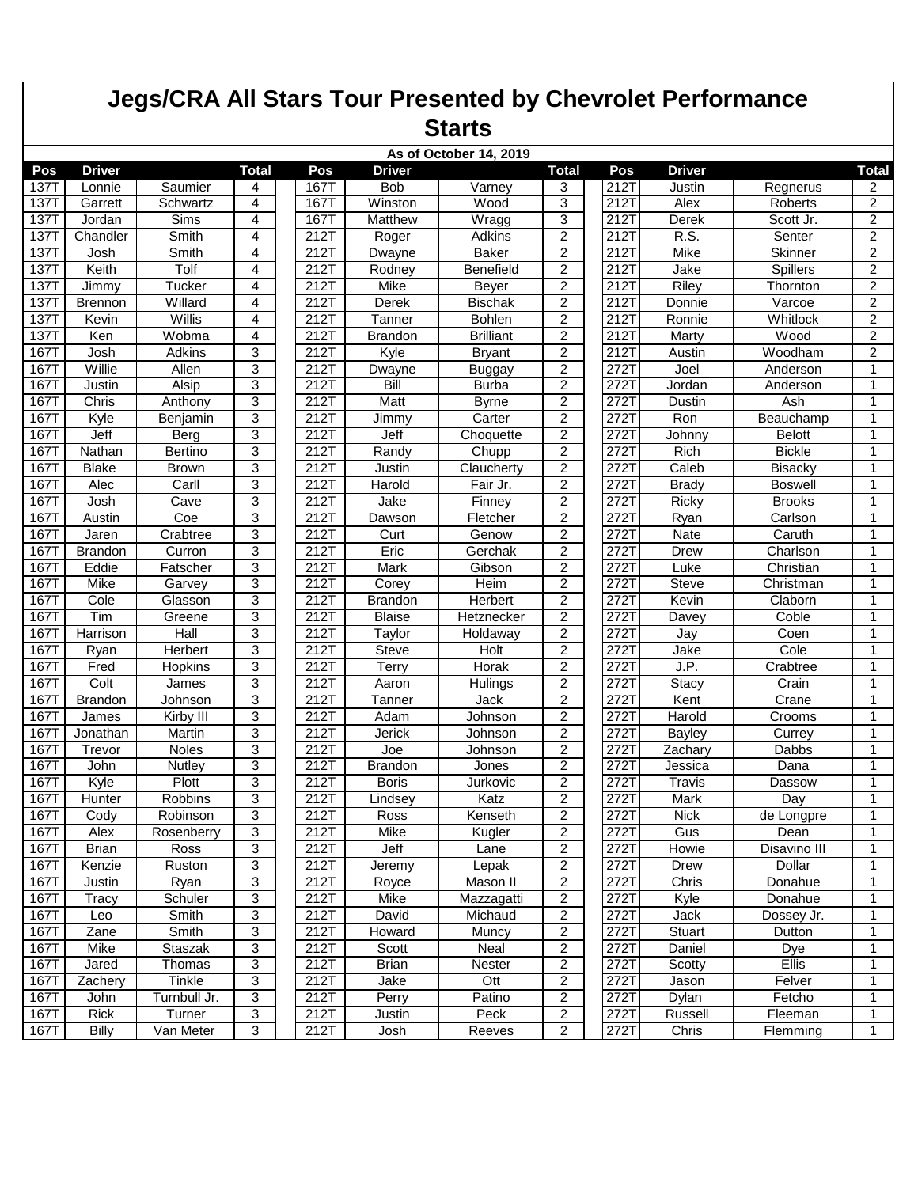# Jegs/CRA All Stars Tour Presented by Chevrolet Performance

## Starts

As of October 14, 2019

| Pos | Driver | | Total | | Pos | Driver | | Total | | Pos | Driver | | Total |
|---|---|---|---|---|---|---|---|---|---|---|---|---|---|
| 137T | Lonnie | Saumier | 4 | | 167T | Bob | Varney | 3 | | 212T | Justin | Regnerus | 2 |
| 137T | Garrett | Schwartz | 4 | | 167T | Winston | Wood | 3 | | 212T | Alex | Roberts | 2 |
| 137T | Jordan | Sims | 4 | | 167T | Matthew | Wragg | 3 | | 212T | Derek | Scott Jr. | 2 |
| 137T | Chandler | Smith | 4 | | 212T | Roger | Adkins | 2 | | 212T | R.S. | Senter | 2 |
| 137T | Josh | Smith | 4 | | 212T | Dwayne | Baker | 2 | | 212T | Mike | Skinner | 2 |
| 137T | Keith | Tolf | 4 | | 212T | Rodney | Benefield | 2 | | 212T | Jake | Spillers | 2 |
| 137T | Jimmy | Tucker | 4 | | 212T | Mike | Beyer | 2 | | 212T | Riley | Thornton | 2 |
| 137T | Brennon | Willard | 4 | | 212T | Derek | Bischak | 2 | | 212T | Donnie | Varcoe | 2 |
| 137T | Kevin | Willis | 4 | | 212T | Tanner | Bohlen | 2 | | 212T | Ronnie | Whitlock | 2 |
| 137T | Ken | Wobma | 4 | | 212T | Brandon | Brilliant | 2 | | 212T | Marty | Wood | 2 |
| 167T | Josh | Adkins | 3 | | 212T | Kyle | Bryant | 2 | | 212T | Austin | Woodham | 2 |
| 167T | Willie | Allen | 3 | | 212T | Dwayne | Buggay | 2 | | 272T | Joel | Anderson | 1 |
| 167T | Justin | Alsip | 3 | | 212T | Bill | Burba | 2 | | 272T | Jordan | Anderson | 1 |
| 167T | Chris | Anthony | 3 | | 212T | Matt | Byrne | 2 | | 272T | Dustin | Ash | 1 |
| 167T | Kyle | Benjamin | 3 | | 212T | Jimmy | Carter | 2 | | 272T | Ron | Beauchamp | 1 |
| 167T | Jeff | Berg | 3 | | 212T | Jeff | Choquette | 2 | | 272T | Johnny | Belott | 1 |
| 167T | Nathan | Bertino | 3 | | 212T | Randy | Chupp | 2 | | 272T | Rich | Bickle | 1 |
| 167T | Blake | Brown | 3 | | 212T | Justin | Claucherty | 2 | | 272T | Caleb | Bisacky | 1 |
| 167T | Alec | Carll | 3 | | 212T | Harold | Fair Jr. | 2 | | 272T | Brady | Boswell | 1 |
| 167T | Josh | Cave | 3 | | 212T | Jake | Finney | 2 | | 272T | Ricky | Brooks | 1 |
| 167T | Austin | Coe | 3 | | 212T | Dawson | Fletcher | 2 | | 272T | Ryan | Carlson | 1 |
| 167T | Jaren | Crabtree | 3 | | 212T | Curt | Genow | 2 | | 272T | Nate | Caruth | 1 |
| 167T | Brandon | Curron | 3 | | 212T | Eric | Gerchak | 2 | | 272T | Drew | Charlson | 1 |
| 167T | Eddie | Fatscher | 3 | | 212T | Mark | Gibson | 2 | | 272T | Luke | Christian | 1 |
| 167T | Mike | Garvey | 3 | | 212T | Corey | Heim | 2 | | 272T | Steve | Christman | 1 |
| 167T | Cole | Glasson | 3 | | 212T | Brandon | Herbert | 2 | | 272T | Kevin | Claborn | 1 |
| 167T | Tim | Greene | 3 | | 212T | Blaise | Hetznecker | 2 | | 272T | Davey | Coble | 1 |
| 167T | Harrison | Hall | 3 | | 212T | Taylor | Holdaway | 2 | | 272T | Jay | Coen | 1 |
| 167T | Ryan | Herbert | 3 | | 212T | Steve | Holt | 2 | | 272T | Jake | Cole | 1 |
| 167T | Fred | Hopkins | 3 | | 212T | Terry | Horak | 2 | | 272T | J.P. | Crabtree | 1 |
| 167T | Colt | James | 3 | | 212T | Aaron | Hulings | 2 | | 272T | Stacy | Crain | 1 |
| 167T | Brandon | Johnson | 3 | | 212T | Tanner | Jack | 2 | | 272T | Kent | Crane | 1 |
| 167T | James | Kirby III | 3 | | 212T | Adam | Johnson | 2 | | 272T | Harold | Crooms | 1 |
| 167T | Jonathan | Martin | 3 | | 212T | Jerick | Johnson | 2 | | 272T | Bayley | Currey | 1 |
| 167T | Trevor | Noles | 3 | | 212T | Joe | Johnson | 2 | | 272T | Zachary | Dabbs | 1 |
| 167T | John | Nutley | 3 | | 212T | Brandon | Jones | 2 | | 272T | Jessica | Dana | 1 |
| 167T | Kyle | Plott | 3 | | 212T | Boris | Jurkovic | 2 | | 272T | Travis | Dassow | 1 |
| 167T | Hunter | Robbins | 3 | | 212T | Lindsey | Katz | 2 | | 272T | Mark | Day | 1 |
| 167T | Cody | Robinson | 3 | | 212T | Ross | Kenseth | 2 | | 272T | Nick | de Longpre | 1 |
| 167T | Alex | Rosenberry | 3 | | 212T | Mike | Kugler | 2 | | 272T | Gus | Dean | 1 |
| 167T | Brian | Ross | 3 | | 212T | Jeff | Lane | 2 | | 272T | Howie | Disavino III | 1 |
| 167T | Kenzie | Ruston | 3 | | 212T | Jeremy | Lepak | 2 | | 272T | Drew | Dollar | 1 |
| 167T | Justin | Ryan | 3 | | 212T | Royce | Mason II | 2 | | 272T | Chris | Donahue | 1 |
| 167T | Tracy | Schuler | 3 | | 212T | Mike | Mazzagatti | 2 | | 272T | Kyle | Donahue | 1 |
| 167T | Leo | Smith | 3 | | 212T | David | Michaud | 2 | | 272T | Jack | Dossey Jr. | 1 |
| 167T | Zane | Smith | 3 | | 212T | Howard | Muncy | 2 | | 272T | Stuart | Dutton | 1 |
| 167T | Mike | Staszak | 3 | | 212T | Scott | Neal | 2 | | 272T | Daniel | Dye | 1 |
| 167T | Jared | Thomas | 3 | | 212T | Brian | Nester | 2 | | 272T | Scotty | Ellis | 1 |
| 167T | Zachery | Tinkle | 3 | | 212T | Jake | Ott | 2 | | 272T | Jason | Felver | 1 |
| 167T | John | Turnbull Jr. | 3 | | 212T | Perry | Patino | 2 | | 272T | Dylan | Fetcho | 1 |
| 167T | Rick | Turner | 3 | | 212T | Justin | Peck | 2 | | 272T | Russell | Fleeman | 1 |
| 167T | Billy | Van Meter | 3 | | 212T | Josh | Reeves | 2 | | 272T | Chris | Flemming | 1 |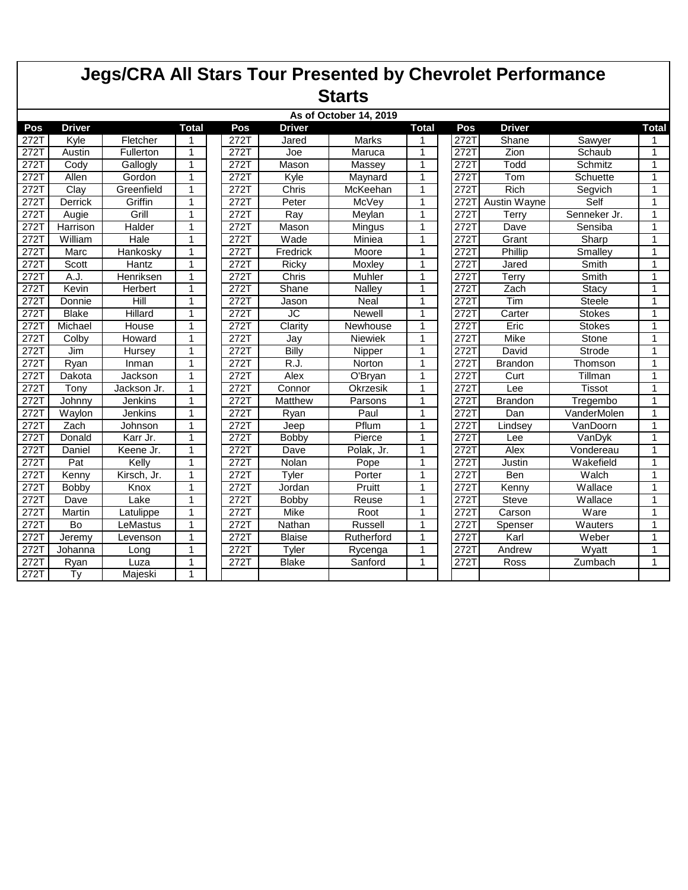# Jegs/CRA All Stars Tour Presented by Chevrolet Performance

## Starts

**As of October 14, 2019**

| Pos | Driver | | Total | | Pos | Driver | | Total | | Pos | Driver | | Total |
|---|---|---|---|---|---|---|---|---|---|---|---|---|---|
| 272T | Kyle | Fletcher | 1 | | 272T | Jared | Marks | 1 | | 272T | Shane | Sawyer | 1 |
| 272T | Austin | Fullerton | 1 | | 272T | Joe | Maruca | 1 | | 272T | Zion | Schaub | 1 |
| 272T | Cody | Gallogly | 1 | | 272T | Mason | Massey | 1 | | 272T | Todd | Schmitz | 1 |
| 272T | Allen | Gordon | 1 | | 272T | Kyle | Maynard | 1 | | 272T | Tom | Schuette | 1 |
| 272T | Clay | Greenfield | 1 | | 272T | Chris | McKeehan | 1 | | 272T | Rich | Segvich | 1 |
| 272T | Derrick | Griffin | 1 | | 272T | Peter | McVey | 1 | | 272T | Austin Wayne | Self | 1 |
| 272T | Augie | Grill | 1 | | 272T | Ray | Meylan | 1 | | 272T | Terry | Senneker Jr. | 1 |
| 272T | Harrison | Halder | 1 | | 272T | Mason | Mingus | 1 | | 272T | Dave | Sensiba | 1 |
| 272T | William | Hale | 1 | | 272T | Wade | Miniea | 1 | | 272T | Grant | Sharp | 1 |
| 272T | Marc | Hankosky | 1 | | 272T | Fredrick | Moore | 1 | | 272T | Phillip | Smalley | 1 |
| 272T | Scott | Hantz | 1 | | 272T | Ricky | Moxley | 1 | | 272T | Jared | Smith | 1 |
| 272T | A.J. | Henriksen | 1 | | 272T | Chris | Muhler | 1 | | 272T | Terry | Smith | 1 |
| 272T | Kevin | Herbert | 1 | | 272T | Shane | Nalley | 1 | | 272T | Zach | Stacy | 1 |
| 272T | Donnie | Hill | 1 | | 272T | Jason | Neal | 1 | | 272T | Tim | Steele | 1 |
| 272T | Blake | Hillard | 1 | | 272T | JC | Newell | 1 | | 272T | Carter | Stokes | 1 |
| 272T | Michael | House | 1 | | 272T | Clarity | Newhouse | 1 | | 272T | Eric | Stokes | 1 |
| 272T | Colby | Howard | 1 | | 272T | Jay | Niewiek | 1 | | 272T | Mike | Stone | 1 |
| 272T | Jim | Hursey | 1 | | 272T | Billy | Nipper | 1 | | 272T | David | Strode | 1 |
| 272T | Ryan | Inman | 1 | | 272T | R.J. | Norton | 1 | | 272T | Brandon | Thomson | 1 |
| 272T | Dakota | Jackson | 1 | | 272T | Alex | O'Bryan | 1 | | 272T | Curt | Tillman | 1 |
| 272T | Tony | Jackson Jr. | 1 | | 272T | Connor | Okrzesik | 1 | | 272T | Lee | Tissot | 1 |
| 272T | Johnny | Jenkins | 1 | | 272T | Matthew | Parsons | 1 | | 272T | Brandon | Tregembo | 1 |
| 272T | Waylon | Jenkins | 1 | | 272T | Ryan | Paul | 1 | | 272T | Dan | VanderMolen | 1 |
| 272T | Zach | Johnson | 1 | | 272T | Jeep | Pflum | 1 | | 272T | Lindsey | VanDoorn | 1 |
| 272T | Donald | Karr Jr. | 1 | | 272T | Bobby | Pierce | 1 | | 272T | Lee | VanDyk | 1 |
| 272T | Daniel | Keene Jr. | 1 | | 272T | Dave | Polak, Jr. | 1 | | 272T | Alex | Vondereau | 1 |
| 272T | Pat | Kelly | 1 | | 272T | Nolan | Pope | 1 | | 272T | Justin | Wakefield | 1 |
| 272T | Kenny | Kirsch, Jr. | 1 | | 272T | Tyler | Porter | 1 | | 272T | Ben | Walch | 1 |
| 272T | Bobby | Knox | 1 | | 272T | Jordan | Pruitt | 1 | | 272T | Kenny | Wallace | 1 |
| 272T | Dave | Lake | 1 | | 272T | Bobby | Reuse | 1 | | 272T | Steve | Wallace | 1 |
| 272T | Martin | Latulippe | 1 | | 272T | Mike | Root | 1 | | 272T | Carson | Ware | 1 |
| 272T | Bo | LeMastus | 1 | | 272T | Nathan | Russell | 1 | | 272T | Spenser | Wauters | 1 |
| 272T | Jeremy | Levenson | 1 | | 272T | Blaise | Rutherford | 1 | | 272T | Karl | Weber | 1 |
| 272T | Johanna | Long | 1 | | 272T | Tyler | Rycenga | 1 | | 272T | Andrew | Wyatt | 1 |
| 272T | Ryan | Luza | 1 | | 272T | Blake | Sanford | 1 | | 272T | Ross | Zumbach | 1 |
| 272T | Ty | Majeski | 1 | | | | | | | | | | |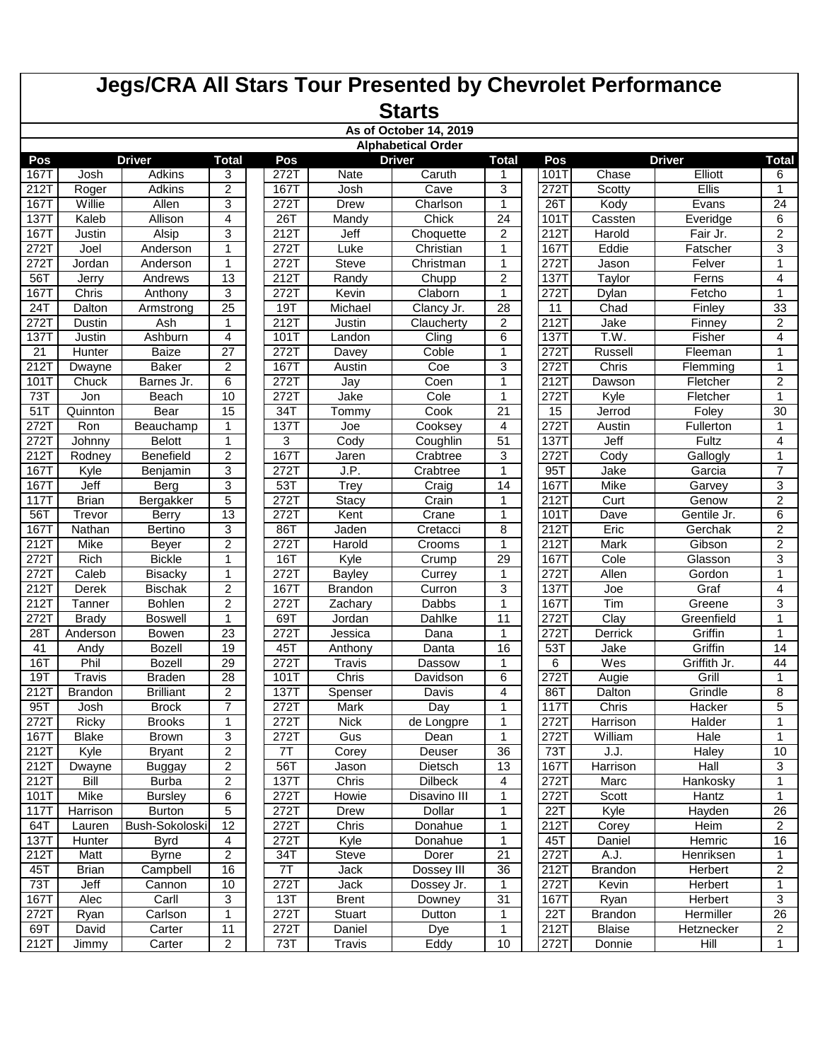# Jegs/CRA All Stars Tour Presented by Chevrolet Performance

## Starts

**As of October 14, 2019**

**Alphabetical Order**

| Pos | Driver | | Total | | Pos | Driver | | Total | | Pos | Driver | | Total |
|---|---|---|---|---|---|---|---|---|---|---|---|---|---|
| 167T | Josh | Adkins | 3 | | 272T | Nate | Caruth | 1 | | 101T | Chase | Elliott | 6 |
| 212T | Roger | Adkins | 2 | | 167T | Josh | Cave | 3 | | 272T | Scotty | Ellis | 1 |
| 167T | Willie | Allen | 3 | | 272T | Drew | Charlson | 1 | | 26T | Kody | Evans | 24 |
| 137T | Kaleb | Allison | 4 | | 26T | Mandy | Chick | 24 | | 101T | Cassten | Everidge | 6 |
| 167T | Justin | Alsip | 3 | | 212T | Jeff | Choquette | 2 | | 212T | Harold | Fair Jr. | 2 |
| 272T | Joel | Anderson | 1 | | 272T | Luke | Christian | 1 | | 167T | Eddie | Fatscher | 3 |
| 272T | Jordan | Anderson | 1 | | 272T | Steve | Christman | 1 | | 272T | Jason | Felver | 1 |
| 56T | Jerry | Andrews | 13 | | 212T | Randy | Chupp | 2 | | 137T | Taylor | Ferns | 4 |
| 167T | Chris | Anthony | 3 | | 272T | Kevin | Claborn | 1 | | 272T | Dylan | Fetcho | 1 |
| 24T | Dalton | Armstrong | 25 | | 19T | Michael | Clancy Jr. | 28 | | 11 | Chad | Finley | 33 |
| 272T | Dustin | Ash | 1 | | 212T | Justin | Claucherty | 2 | | 212T | Jake | Finney | 2 |
| 137T | Justin | Ashburn | 4 | | 101T | Landon | Cling | 6 | | 137T | T.W. | Fisher | 4 |
| 21 | Hunter | Baize | 27 | | 272T | Davey | Coble | 1 | | 272T | Russell | Fleeman | 1 |
| 212T | Dwayne | Baker | 2 | | 167T | Austin | Coe | 3 | | 272T | Chris | Flemming | 1 |
| 101T | Chuck | Barnes Jr. | 6 | | 272T | Jay | Coen | 1 | | 212T | Dawson | Fletcher | 2 |
| 73T | Jon | Beach | 10 | | 272T | Jake | Cole | 1 | | 272T | Kyle | Fletcher | 1 |
| 51T | Quinnton | Bear | 15 | | 34T | Tommy | Cook | 21 | | 15 | Jerrod | Foley | 30 |
| 272T | Ron | Beauchamp | 1 | | 137T | Joe | Cooksey | 4 | | 272T | Austin | Fullerton | 1 |
| 272T | Johnny | Belott | 1 | | 3 | Cody | Coughlin | 51 | | 137T | Jeff | Fultz | 4 |
| 212T | Rodney | Benefield | 2 | | 167T | Jaren | Crabtree | 3 | | 272T | Cody | Gallogly | 1 |
| 167T | Kyle | Benjamin | 3 | | 272T | J.P. | Crabtree | 1 | | 95T | Jake | Garcia | 7 |
| 167T | Jeff | Berg | 3 | | 53T | Trey | Craig | 14 | | 167T | Mike | Garvey | 3 |
| 117T | Brian | Bergakker | 5 | | 272T | Stacy | Crain | 1 | | 212T | Curt | Genow | 2 |
| 56T | Trevor | Berry | 13 | | 272T | Kent | Crane | 1 | | 101T | Dave | Gentile Jr. | 6 |
| 167T | Nathan | Bertino | 3 | | 86T | Jaden | Cretacci | 8 | | 212T | Eric | Gerchak | 2 |
| 212T | Mike | Beyer | 2 | | 272T | Harold | Crooms | 1 | | 212T | Mark | Gibson | 2 |
| 272T | Rich | Bickle | 1 | | 16T | Kyle | Crump | 29 | | 167T | Cole | Glasson | 3 |
| 272T | Caleb | Bisacky | 1 | | 272T | Bayley | Currey | 1 | | 272T | Allen | Gordon | 1 |
| 212T | Derek | Bischak | 2 | | 167T | Brandon | Curron | 3 | | 137T | Joe | Graf | 4 |
| 212T | Tanner | Bohlen | 2 | | 272T | Zachary | Dabbs | 1 | | 167T | Tim | Greene | 3 |
| 272T | Brady | Boswell | 1 | | 69T | Jordan | Dahlke | 11 | | 272T | Clay | Greenfield | 1 |
| 28T | Anderson | Bowen | 23 | | 272T | Jessica | Dana | 1 | | 272T | Derrick | Griffin | 1 |
| 41 | Andy | Bozell | 19 | | 45T | Anthony | Danta | 16 | | 53T | Jake | Griffin | 14 |
| 16T | Phil | Bozell | 29 | | 272T | Travis | Dassow | 1 | | 6 | Wes | Griffith Jr. | 44 |
| 19T | Travis | Braden | 28 | | 101T | Chris | Davidson | 6 | | 272T | Augie | Grill | 1 |
| 212T | Brandon | Brilliant | 2 | | 137T | Spenser | Davis | 4 | | 86T | Dalton | Grindle | 8 |
| 95T | Josh | Brock | 7 | | 272T | Mark | Day | 1 | | 117T | Chris | Hacker | 5 |
| 272T | Ricky | Brooks | 1 | | 272T | Nick | de Longpre | 1 | | 272T | Harrison | Halder | 1 |
| 167T | Blake | Brown | 3 | | 272T | Gus | Dean | 1 | | 272T | William | Hale | 1 |
| 212T | Kyle | Bryant | 2 | | 7T | Corey | Deuser | 36 | | 73T | J.J. | Haley | 10 |
| 212T | Dwayne | Buggay | 2 | | 56T | Jason | Dietsch | 13 | | 167T | Harrison | Hall | 3 |
| 212T | Bill | Burba | 2 | | 137T | Chris | Dilbeck | 4 | | 272T | Marc | Hankosky | 1 |
| 101T | Mike | Bursley | 6 | | 272T | Howie | Disavino III | 1 | | 272T | Scott | Hantz | 1 |
| 117T | Harrison | Burton | 5 | | 272T | Drew | Dollar | 1 | | 22T | Kyle | Hayden | 26 |
| 64T | Lauren | Bush-Sokoloski | 12 | | 272T | Chris | Donahue | 1 | | 212T | Corey | Heim | 2 |
| 137T | Hunter | Byrd | 4 | | 272T | Kyle | Donahue | 1 | | 45T | Daniel | Hemric | 16 |
| 212T | Matt | Byrne | 2 | | 34T | Steve | Dorer | 21 | | 272T | A.J. | Henriksen | 1 |
| 45T | Brian | Campbell | 16 | | 7T | Jack | Dossey III | 36 | | 212T | Brandon | Herbert | 2 |
| 73T | Jeff | Cannon | 10 | | 272T | Jack | Dossey Jr. | 1 | | 272T | Kevin | Herbert | 1 |
| 167T | Alec | Carll | 3 | | 13T | Brent | Downey | 31 | | 167T | Ryan | Herbert | 3 |
| 272T | Ryan | Carlson | 1 | | 272T | Stuart | Dutton | 1 | | 22T | Brandon | Hermiller | 26 |
| 69T | David | Carter | 11 | | 272T | Daniel | Dye | 1 | | 212T | Blaise | Hetznecker | 2 |
| 212T | Jimmy | Carter | 2 | | 73T | Travis | Eddy | 10 | | 272T | Donnie | Hill | 1 |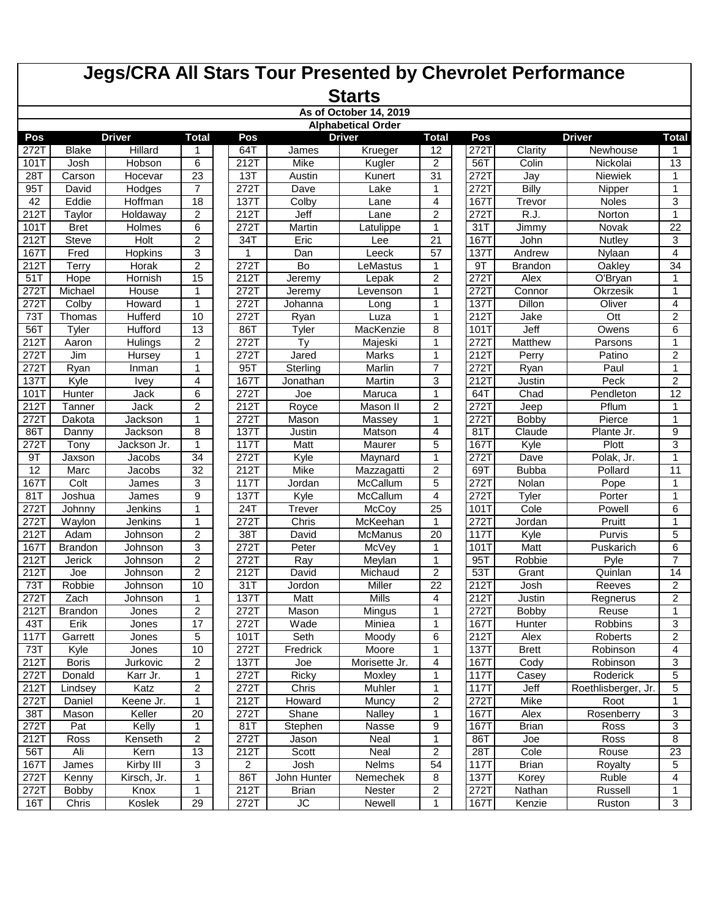# Jegs/CRA All Stars Tour Presented by Chevrolet Performance

## Starts

As of October 14, 2019

Alphabetical Order

| Pos | Driver | | Total | | Pos | Driver | | Total | | Pos | Driver | | Total |
|---|---|---|---|---|---|---|---|---|---|---|---|---|---|
| 272T | Blake | Hillard | 1 | | 64T | James | Krueger | 12 | | 272T | Clarity | Newhouse | 1 |
| 101T | Josh | Hobson | 6 | | 212T | Mike | Kugler | 2 | | 56T | Colin | Nickolai | 13 |
| 28T | Carson | Hocevar | 23 | | 13T | Austin | Kunert | 31 | | 272T | Jay | Niewiek | 1 |
| 95T | David | Hodges | 7 | | 272T | Dave | Lake | 1 | | 272T | Billy | Nipper | 1 |
| 42 | Eddie | Hoffman | 18 | | 137T | Colby | Lane | 4 | | 167T | Trevor | Noles | 3 |
| 212T | Taylor | Holdaway | 2 | | 212T | Jeff | Lane | 2 | | 272T | R.J. | Norton | 1 |
| 101T | Bret | Holmes | 6 | | 272T | Martin | Latulippe | 1 | | 31T | Jimmy | Novak | 22 |
| 212T | Steve | Holt | 2 | | 34T | Eric | Lee | 21 | | 167T | John | Nutley | 3 |
| 167T | Fred | Hopkins | 3 | | 1 | Dan | Leeck | 57 | | 137T | Andrew | Nylaan | 4 |
| 212T | Terry | Horak | 2 | | 272T | Bo | LeMastus | 1 | | 9T | Brandon | Oakley | 34 |
| 51T | Hope | Hornish | 15 | | 212T | Jeremy | Lepak | 2 | | 272T | Alex | O'Bryan | 1 |
| 272T | Michael | House | 1 | | 272T | Jeremy | Levenson | 1 | | 272T | Connor | Okrzesik | 1 |
| 272T | Colby | Howard | 1 | | 272T | Johanna | Long | 1 | | 137T | Dillon | Oliver | 4 |
| 73T | Thomas | Hufferd | 10 | | 272T | Ryan | Luza | 1 | | 212T | Jake | Ott | 2 |
| 56T | Tyler | Hufford | 13 | | 86T | Tyler | MacKenzie | 8 | | 101T | Jeff | Owens | 6 |
| 212T | Aaron | Hulings | 2 | | 272T | Ty | Majeski | 1 | | 272T | Matthew | Parsons | 1 |
| 272T | Jim | Hursey | 1 | | 272T | Jared | Marks | 1 | | 212T | Perry | Patino | 2 |
| 272T | Ryan | Inman | 1 | | 95T | Sterling | Marlin | 7 | | 272T | Ryan | Paul | 1 |
| 137T | Kyle | Ivey | 4 | | 167T | Jonathan | Martin | 3 | | 212T | Justin | Peck | 2 |
| 101T | Hunter | Jack | 6 | | 272T | Joe | Maruca | 1 | | 64T | Chad | Pendleton | 12 |
| 212T | Tanner | Jack | 2 | | 212T | Royce | Mason II | 2 | | 272T | Jeep | Pflum | 1 |
| 272T | Dakota | Jackson | 1 | | 272T | Mason | Massey | 1 | | 272T | Bobby | Pierce | 1 |
| 86T | Danny | Jackson | 8 | | 137T | Justin | Matson | 4 | | 81T | Claude | Plante Jr. | 9 |
| 272T | Tony | Jackson Jr. | 1 | | 117T | Matt | Maurer | 5 | | 167T | Kyle | Plott | 3 |
| 9T | Jaxson | Jacobs | 34 | | 272T | Kyle | Maynard | 1 | | 272T | Dave | Polak, Jr. | 1 |
| 12 | Marc | Jacobs | 32 | | 212T | Mike | Mazzagatti | 2 | | 69T | Bubba | Pollard | 11 |
| 167T | Colt | James | 3 | | 117T | Jordan | McCallum | 5 | | 272T | Nolan | Pope | 1 |
| 81T | Joshua | James | 9 | | 137T | Kyle | McCallum | 4 | | 272T | Tyler | Porter | 1 |
| 272T | Johnny | Jenkins | 1 | | 24T | Trever | McCoy | 25 | | 101T | Cole | Powell | 6 |
| 272T | Waylon | Jenkins | 1 | | 272T | Chris | McKeehan | 1 | | 272T | Jordan | Pruitt | 1 |
| 212T | Adam | Johnson | 2 | | 38T | David | McManus | 20 | | 117T | Kyle | Purvis | 5 |
| 167T | Brandon | Johnson | 3 | | 272T | Peter | McVey | 1 | | 101T | Matt | Puskarich | 6 |
| 212T | Jerick | Johnson | 2 | | 272T | Ray | Meylan | 1 | | 95T | Robbie | Pyle | 7 |
| 212T | Joe | Johnson | 2 | | 212T | David | Michaud | 2 | | 53T | Grant | Quinlan | 14 |
| 73T | Robbie | Johnson | 10 | | 31T | Jordon | Miller | 22 | | 212T | Josh | Reeves | 2 |
| 272T | Zach | Johnson | 1 | | 137T | Matt | Mills | 4 | | 212T | Justin | Regnerus | 2 |
| 212T | Brandon | Jones | 2 | | 272T | Mason | Mingus | 1 | | 272T | Bobby | Reuse | 1 |
| 43T | Erik | Jones | 17 | | 272T | Wade | Miniea | 1 | | 167T | Hunter | Robbins | 3 |
| 117T | Garrett | Jones | 5 | | 101T | Seth | Moody | 6 | | 212T | Alex | Roberts | 2 |
| 73T | Kyle | Jones | 10 | | 272T | Fredrick | Moore | 1 | | 137T | Brett | Robinson | 4 |
| 212T | Boris | Jurkovic | 2 | | 137T | Joe | Morisette Jr. | 4 | | 167T | Cody | Robinson | 3 |
| 272T | Donald | Karr Jr. | 1 | | 272T | Ricky | Moxley | 1 | | 117T | Casey | Roderick | 5 |
| 212T | Lindsey | Katz | 2 | | 272T | Chris | Muhler | 1 | | 117T | Jeff | Roethlisberger, Jr. | 5 |
| 272T | Daniel | Keene Jr. | 1 | | 212T | Howard | Muncy | 2 | | 272T | Mike | Root | 1 |
| 38T | Mason | Keller | 20 | | 272T | Shane | Nalley | 1 | | 167T | Alex | Rosenberry | 3 |
| 272T | Pat | Kelly | 1 | | 81T | Stephen | Nasse | 9 | | 167T | Brian | Ross | 3 |
| 212T | Ross | Kenseth | 2 | | 272T | Jason | Neal | 1 | | 86T | Joe | Ross | 8 |
| 56T | Ali | Kern | 13 | | 212T | Scott | Neal | 2 | | 28T | Cole | Rouse | 23 |
| 167T | James | Kirby III | 3 | | 2 | Josh | Nelms | 54 | | 117T | Brian | Royalty | 5 |
| 272T | Kenny | Kirsch, Jr. | 1 | | 86T | John Hunter | Nemechek | 8 | | 137T | Korey | Ruble | 4 |
| 272T | Bobby | Knox | 1 | | 212T | Brian | Nester | 2 | | 272T | Nathan | Russell | 1 |
| 16T | Chris | Koslek | 29 | | 272T | JC | Newell | 1 | | 167T | Kenzie | Ruston | 3 |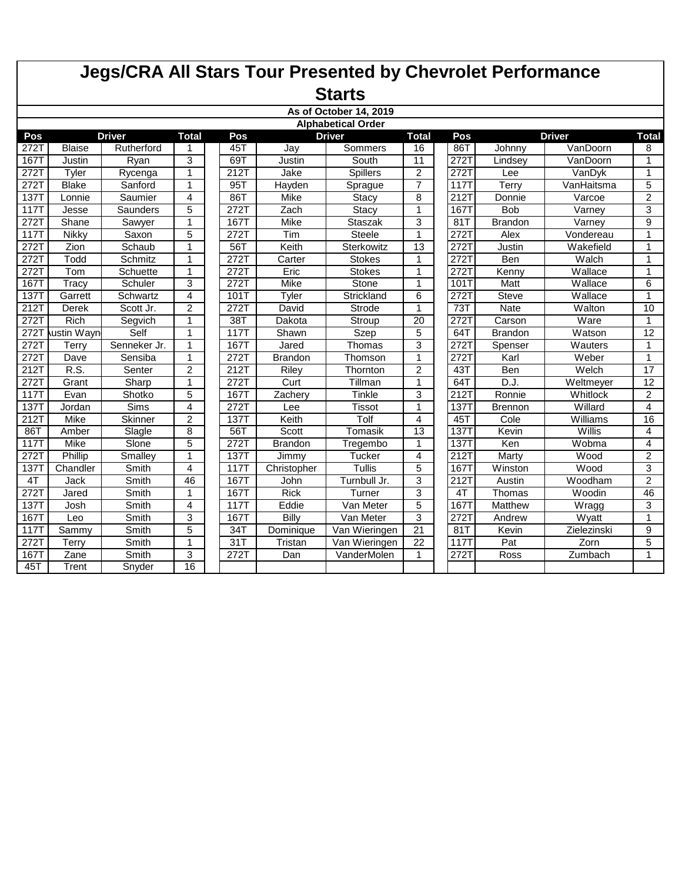# Jegs/CRA All Stars Tour Presented by Chevrolet Performance

## Starts

**As of October 14, 2019**

**Alphabetical Order**

| Pos | Driver | | Total | | Pos | Driver | | Total | | Pos | Driver | | Total |
|---|---|---|---|---|---|---|---|---|---|---|---|---|---|
| 272T | Blaise | Rutherford | 1 | | 45T | Jay | Sommers | 16 | | 86T | Johnny | VanDoorn | 8 |
| 167T | Justin | Ryan | 3 | | 69T | Justin | South | 11 | | 272T | Lindsey | VanDoorn | 1 |
| 272T | Tyler | Rycenga | 1 | | 212T | Jake | Spillers | 2 | | 272T | Lee | VanDyk | 1 |
| 272T | Blake | Sanford | 1 | | 95T | Hayden | Sprague | 7 | | 117T | Terry | VanHaitsma | 5 |
| 137T | Lonnie | Saumier | 4 | | 86T | Mike | Stacy | 8 | | 212T | Donnie | Varcoe | 2 |
| 117T | Jesse | Saunders | 5 | | 272T | Zach | Stacy | 1 | | 167T | Bob | Varney | 3 |
| 272T | Shane | Sawyer | 1 | | 167T | Mike | Staszak | 3 | | 81T | Brandon | Varney | 9 |
| 117T | Nikky | Saxon | 5 | | 272T | Tim | Steele | 1 | | 272T | Alex | Vondereau | 1 |
| 272T | Zion | Schaub | 1 | | 56T | Keith | Sterkowitz | 13 | | 272T | Justin | Wakefield | 1 |
| 272T | Todd | Schmitz | 1 | | 272T | Carter | Stokes | 1 | | 272T | Ben | Walch | 1 |
| 272T | Tom | Schuette | 1 | | 272T | Eric | Stokes | 1 | | 272T | Kenny | Wallace | 1 |
| 167T | Tracy | Schuler | 3 | | 272T | Mike | Stone | 1 | | 101T | Matt | Wallace | 6 |
| 137T | Garrett | Schwartz | 4 | | 101T | Tyler | Strickland | 6 | | 272T | Steve | Wallace | 1 |
| 212T | Derek | Scott Jr. | 2 | | 272T | David | Strode | 1 | | 73T | Nate | Walton | 10 |
| 272T | Rich | Segvich | 1 | | 38T | Dakota | Stroup | 20 | | 272T | Carson | Ware | 1 |
| 272T | Austin Wayne | Self | 1 | | 117T | Shawn | Szep | 5 | | 64T | Brandon | Watson | 12 |
| 272T | Terry | Senneker Jr. | 1 | | 167T | Jared | Thomas | 3 | | 272T | Spenser | Wauters | 1 |
| 272T | Dave | Sensiba | 1 | | 272T | Brandon | Thomson | 1 | | 272T | Karl | Weber | 1 |
| 212T | R.S. | Senter | 2 | | 212T | Riley | Thornton | 2 | | 43T | Ben | Welch | 17 |
| 272T | Grant | Sharp | 1 | | 272T | Curt | Tillman | 1 | | 64T | D.J. | Weltmeyer | 12 |
| 117T | Evan | Shotko | 5 | | 167T | Zachery | Tinkle | 3 | | 212T | Ronnie | Whitlock | 2 |
| 137T | Jordan | Sims | 4 | | 272T | Lee | Tissot | 1 | | 137T | Brennon | Willard | 4 |
| 212T | Mike | Skinner | 2 | | 137T | Keith | Tolf | 4 | | 45T | Cole | Williams | 16 |
| 86T | Amber | Slagle | 8 | | 56T | Scott | Tomasik | 13 | | 137T | Kevin | Willis | 4 |
| 117T | Mike | Slone | 5 | | 272T | Brandon | Tregembo | 1 | | 137T | Ken | Wobma | 4 |
| 272T | Phillip | Smalley | 1 | | 137T | Jimmy | Tucker | 4 | | 212T | Marty | Wood | 2 |
| 137T | Chandler | Smith | 4 | | 117T | Christopher | Tullis | 5 | | 167T | Winston | Wood | 3 |
| 4T | Jack | Smith | 46 | | 167T | John | Turnbull Jr. | 3 | | 212T | Austin | Woodham | 2 |
| 272T | Jared | Smith | 1 | | 167T | Rick | Turner | 3 | | 4T | Thomas | Woodin | 46 |
| 137T | Josh | Smith | 4 | | 117T | Eddie | Van Meter | 5 | | 167T | Matthew | Wragg | 3 |
| 167T | Leo | Smith | 3 | | 167T | Billy | Van Meter | 3 | | 272T | Andrew | Wyatt | 1 |
| 117T | Sammy | Smith | 5 | | 34T | Dominique | Van Wieringen | 21 | | 81T | Kevin | Zielezinski | 9 |
| 272T | Terry | Smith | 1 | | 31T | Tristan | Van Wieringen | 22 | | 117T | Pat | Zorn | 5 |
| 167T | Zane | Smith | 3 | | 272T | Dan | VanderMolen | 1 | | 272T | Ross | Zumbach | 1 |
| 45T | Trent | Snyder | 16 | | | | | | | | | | |